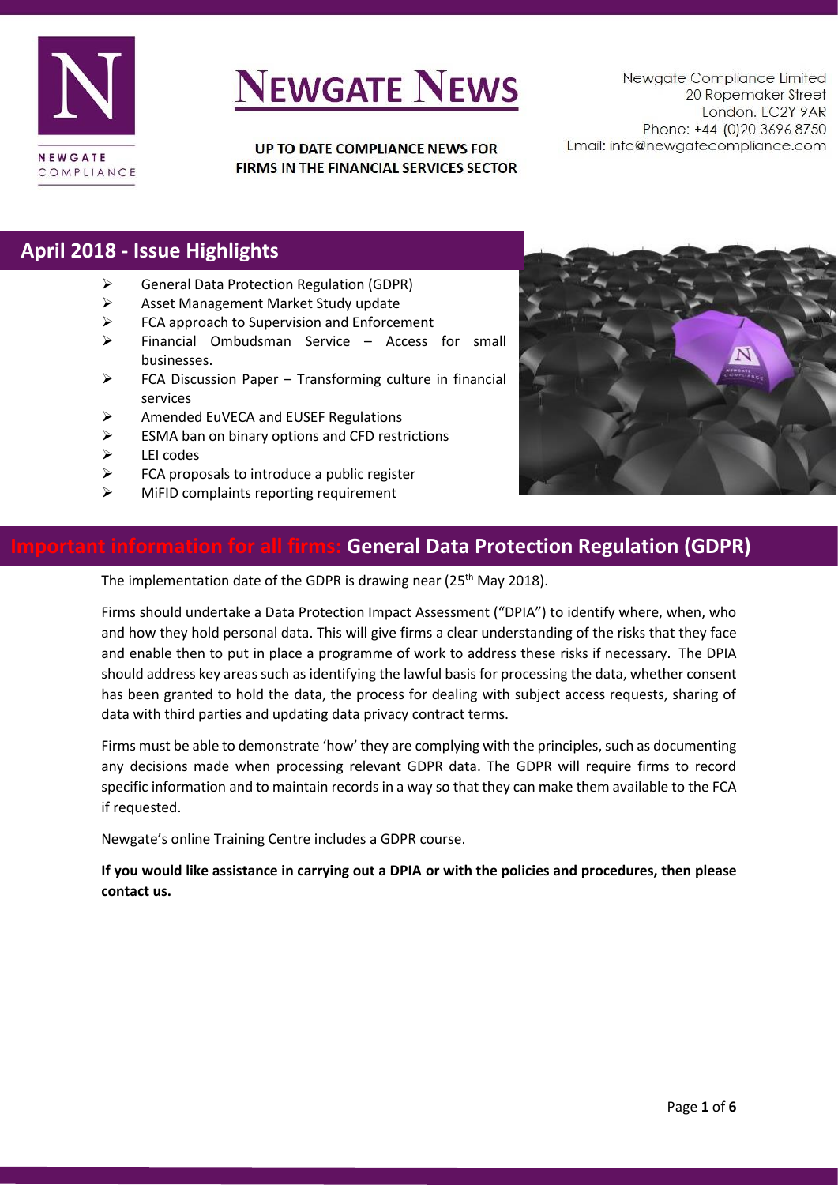# NEWGATE NEWS

**UP TO DATE COMPLIANCE NEWS FOR FIRMS IN THE FINANCIAL SERVICES SECTOR**

Newgate Compliance Limited
20 Ropemaker Street
London. EC2Y 9AR
Phone: +44 (0)20 3696 8750
Email: info@newgatecompliance.com

## April 2018 - Issue Highlights

- General Data Protection Regulation (GDPR)
- Asset Management Market Study update
- FCA approach to Supervision and Enforcement
- Financial Ombudsman Service – Access for small businesses.
- FCA Discussion Paper – Transforming culture in financial services
- Amended EuVECA and EUSEF Regulations
- ESMA ban on binary options and CFD restrictions
- LEI codes
- FCA proposals to introduce a public register
- MiFID complaints reporting requirement

## Important information for all firms: General Data Protection Regulation (GDPR)

The implementation date of the GDPR is drawing near (25th May 2018).

Firms should undertake a Data Protection Impact Assessment ("DPIA") to identify where, when, who and how they hold personal data. This will give firms a clear understanding of the risks that they face and enable then to put in place a programme of work to address these risks if necessary. The DPIA should address key areas such as identifying the lawful basis for processing the data, whether consent has been granted to hold the data, the process for dealing with subject access requests, sharing of data with third parties and updating data privacy contract terms.

Firms must be able to demonstrate 'how' they are complying with the principles, such as documenting any decisions made when processing relevant GDPR data. The GDPR will require firms to record specific information and to maintain records in a way so that they can make them available to the FCA if requested.

Newgate's online Training Centre includes a GDPR course.

**If you would like assistance in carrying out a DPIA or with the policies and procedures, then please contact us.**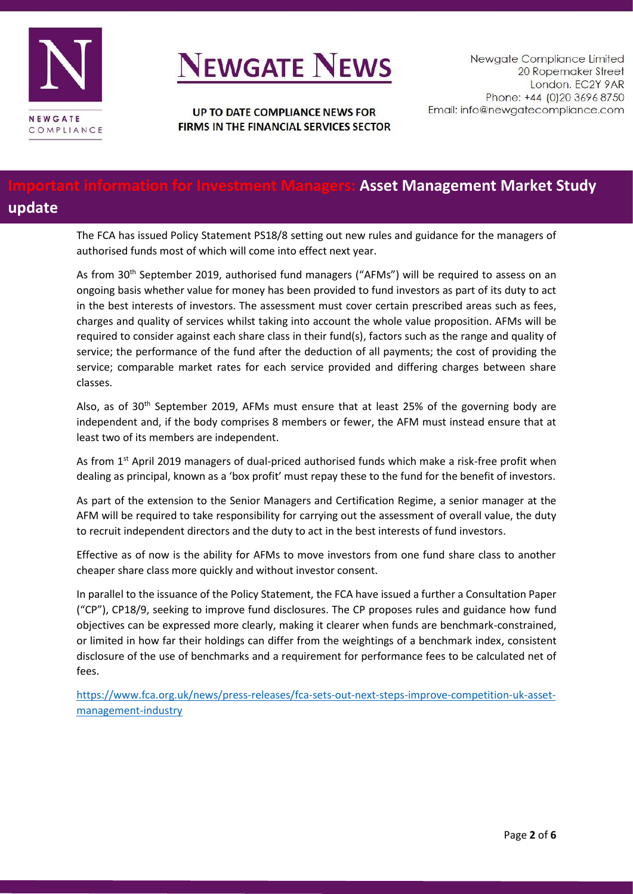# Important information for Investment Managers: Asset Management Market Study update

The FCA has issued Policy Statement PS18/8 setting out new rules and guidance for the managers of authorised funds most of which will come into effect next year.

As from 30th September 2019, authorised fund managers ("AFMs") will be required to assess on an ongoing basis whether value for money has been provided to fund investors as part of its duty to act in the best interests of investors. The assessment must cover certain prescribed areas such as fees, charges and quality of services whilst taking into account the whole value proposition. AFMs will be required to consider against each share class in their fund(s), factors such as the range and quality of service; the performance of the fund after the deduction of all payments; the cost of providing the service; comparable market rates for each service provided and differing charges between share classes.

Also, as of 30th September 2019, AFMs must ensure that at least 25% of the governing body are independent and, if the body comprises 8 members or fewer, the AFM must instead ensure that at least two of its members are independent.

As from 1st April 2019 managers of dual-priced authorised funds which make a risk-free profit when dealing as principal, known as a 'box profit' must repay these to the fund for the benefit of investors.

As part of the extension to the Senior Managers and Certification Regime, a senior manager at the AFM will be required to take responsibility for carrying out the assessment of overall value, the duty to recruit independent directors and the duty to act in the best interests of fund investors.

Effective as of now is the ability for AFMs to move investors from one fund share class to another cheaper share class more quickly and without investor consent.

In parallel to the issuance of the Policy Statement, the FCA have issued a further a Consultation Paper ("CP"), CP18/9, seeking to improve fund disclosures. The CP proposes rules and guidance how fund objectives can be expressed more clearly, making it clearer when funds are benchmark-constrained, or limited in how far their holdings can differ from the weightings of a benchmark index, consistent disclosure of the use of benchmarks and a requirement for performance fees to be calculated net of fees.

https://www.fca.org.uk/news/press-releases/fca-sets-out-next-steps-improve-competition-uk-asset-management-industry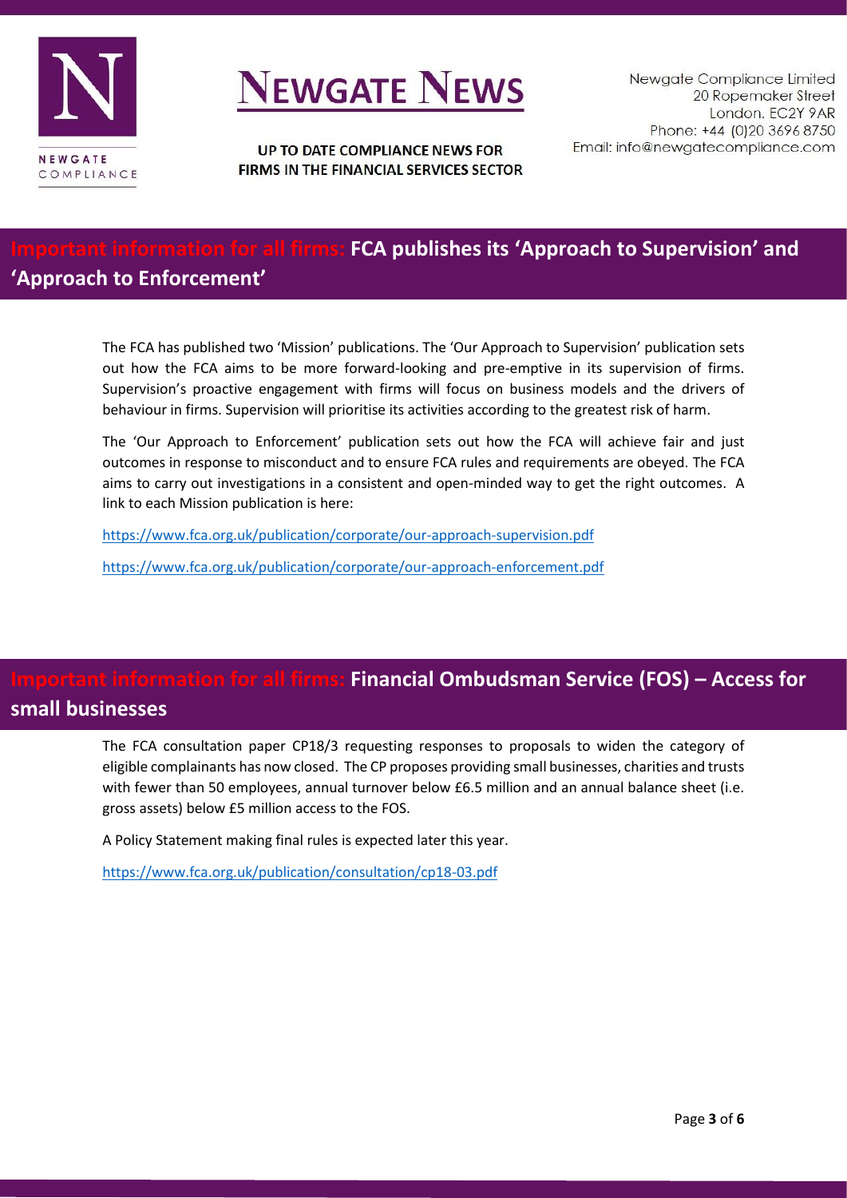## Important information for all firms: FCA publishes its 'Approach to Supervision' and 'Approach to Enforcement'

The FCA has published two 'Mission' publications. The 'Our Approach to Supervision' publication sets out how the FCA aims to be more forward-looking and pre-emptive in its supervision of firms. Supervision's proactive engagement with firms will focus on business models and the drivers of behaviour in firms. Supervision will prioritise its activities according to the greatest risk of harm.

The 'Our Approach to Enforcement' publication sets out how the FCA will achieve fair and just outcomes in response to misconduct and to ensure FCA rules and requirements are obeyed. The FCA aims to carry out investigations in a consistent and open-minded way to get the right outcomes. A link to each Mission publication is here:

https://www.fca.org.uk/publication/corporate/our-approach-supervision.pdf

https://www.fca.org.uk/publication/corporate/our-approach-enforcement.pdf

## Important information for all firms: Financial Ombudsman Service (FOS) – Access for small businesses

The FCA consultation paper CP18/3 requesting responses to proposals to widen the category of eligible complainants has now closed. The CP proposes providing small businesses, charities and trusts with fewer than 50 employees, annual turnover below £6.5 million and an annual balance sheet (i.e. gross assets) below £5 million access to the FOS.

A Policy Statement making final rules is expected later this year.

https://www.fca.org.uk/publication/consultation/cp18-03.pdf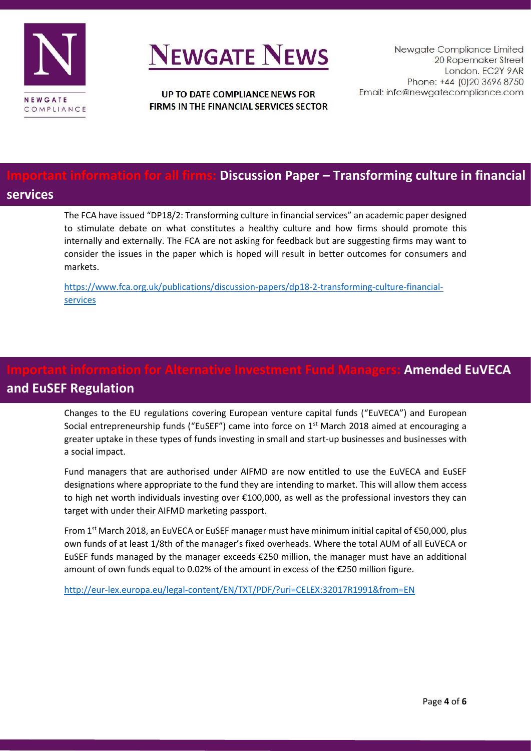## Important information for all firms: Discussion Paper – Transforming culture in financial services

The FCA have issued "DP18/2: Transforming culture in financial services" an academic paper designed to stimulate debate on what constitutes a healthy culture and how firms should promote this internally and externally. The FCA are not asking for feedback but are suggesting firms may want to consider the issues in the paper which is hoped will result in better outcomes for consumers and markets.

https://www.fca.org.uk/publications/discussion-papers/dp18-2-transforming-culture-financial-services

## Important information for Alternative Investment Fund Managers: Amended EuVECA and EuSEF Regulation

Changes to the EU regulations covering European venture capital funds ("EuVECA") and European Social entrepreneurship funds ("EuSEF") came into force on 1st March 2018 aimed at encouraging a greater uptake in these types of funds investing in small and start-up businesses and businesses with a social impact.

Fund managers that are authorised under AIFMD are now entitled to use the EuVECA and EuSEF designations where appropriate to the fund they are intending to market. This will allow them access to high net worth individuals investing over €100,000, as well as the professional investors they can target with under their AIFMD marketing passport.

From 1st March 2018, an EuVECA or EuSEF manager must have minimum initial capital of €50,000, plus own funds of at least 1/8th of the manager's fixed overheads. Where the total AUM of all EuVECA or EuSEF funds managed by the manager exceeds €250 million, the manager must have an additional amount of own funds equal to 0.02% of the amount in excess of the €250 million figure.

http://eur-lex.europa.eu/legal-content/EN/TXT/PDF/?uri=CELEX:32017R1991&from=EN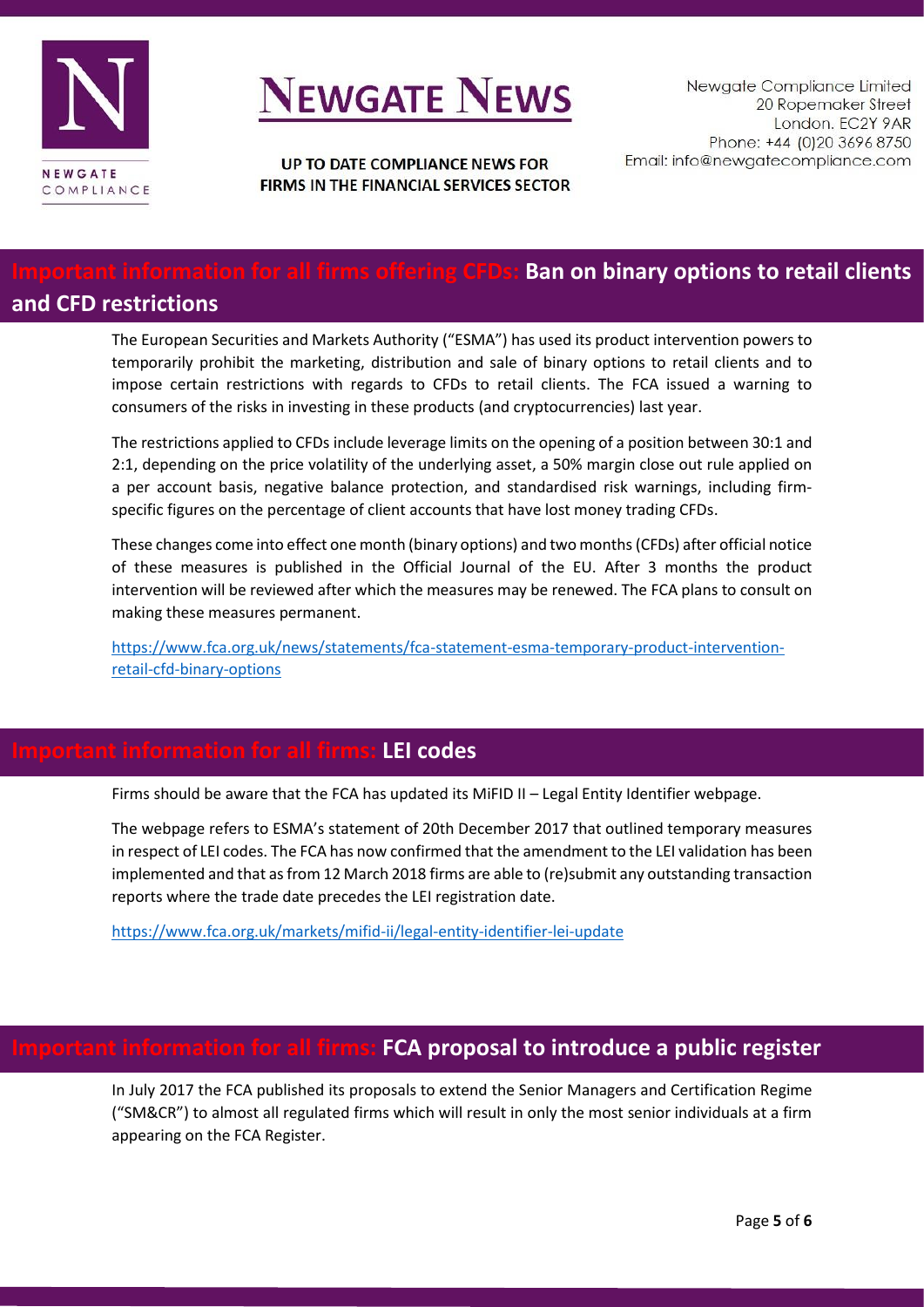## Important information for all firms offering CFDs: Ban on binary options to retail clients and CFD restrictions

The European Securities and Markets Authority ("ESMA") has used its product intervention powers to temporarily prohibit the marketing, distribution and sale of binary options to retail clients and to impose certain restrictions with regards to CFDs to retail clients. The FCA issued a warning to consumers of the risks in investing in these products (and cryptocurrencies) last year.

The restrictions applied to CFDs include leverage limits on the opening of a position between 30:1 and 2:1, depending on the price volatility of the underlying asset, a 50% margin close out rule applied on a per account basis, negative balance protection, and standardised risk warnings, including firm-specific figures on the percentage of client accounts that have lost money trading CFDs.

These changes come into effect one month (binary options) and two months (CFDs) after official notice of these measures is published in the Official Journal of the EU. After 3 months the product intervention will be reviewed after which the measures may be renewed. The FCA plans to consult on making these measures permanent.

https://www.fca.org.uk/news/statements/fca-statement-esma-temporary-product-intervention-retail-cfd-binary-options

## Important information for all firms: LEI codes

Firms should be aware that the FCA has updated its MiFID II – Legal Entity Identifier webpage.

The webpage refers to ESMA's statement of 20th December 2017 that outlined temporary measures in respect of LEI codes. The FCA has now confirmed that the amendment to the LEI validation has been implemented and that as from 12 March 2018 firms are able to (re)submit any outstanding transaction reports where the trade date precedes the LEI registration date.

https://www.fca.org.uk/markets/mifid-ii/legal-entity-identifier-lei-update

## Important information for all firms: FCA proposal to introduce a public register

In July 2017 the FCA published its proposals to extend the Senior Managers and Certification Regime ("SM&CR") to almost all regulated firms which will result in only the most senior individuals at a firm appearing on the FCA Register.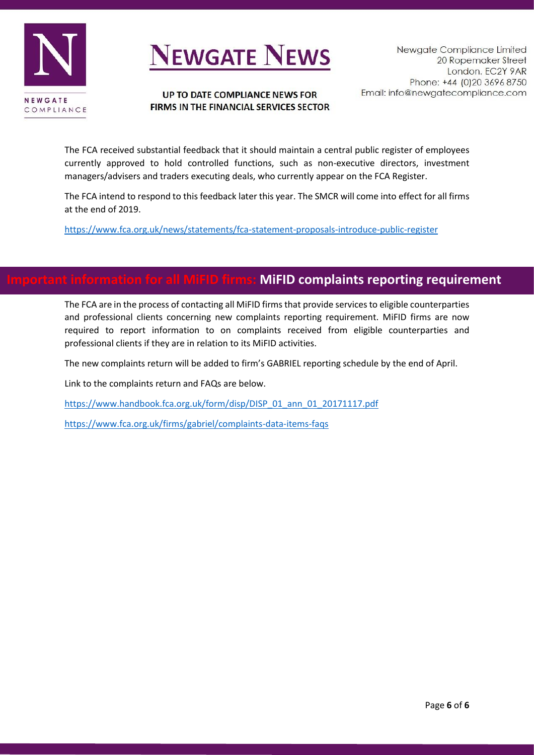The FCA received substantial feedback that it should maintain a central public register of employees currently approved to hold controlled functions, such as non-executive directors, investment managers/advisers and traders executing deals, who currently appear on the FCA Register.

The FCA intend to respond to this feedback later this year. The SMCR will come into effect for all firms at the end of 2019.

https://www.fca.org.uk/news/statements/fca-statement-proposals-introduce-public-register

## Important information for all MiFID firms: MiFID complaints reporting requirement

The FCA are in the process of contacting all MiFID firms that provide services to eligible counterparties and professional clients concerning new complaints reporting requirement. MiFID firms are now required to report information to on complaints received from eligible counterparties and professional clients if they are in relation to its MiFID activities.

The new complaints return will be added to firm's GABRIEL reporting schedule by the end of April.

Link to the complaints return and FAQs are below.

https://www.handbook.fca.org.uk/form/disp/DISP_01_ann_01_20171117.pdf

https://www.fca.org.uk/firms/gabriel/complaints-data-items-faqs